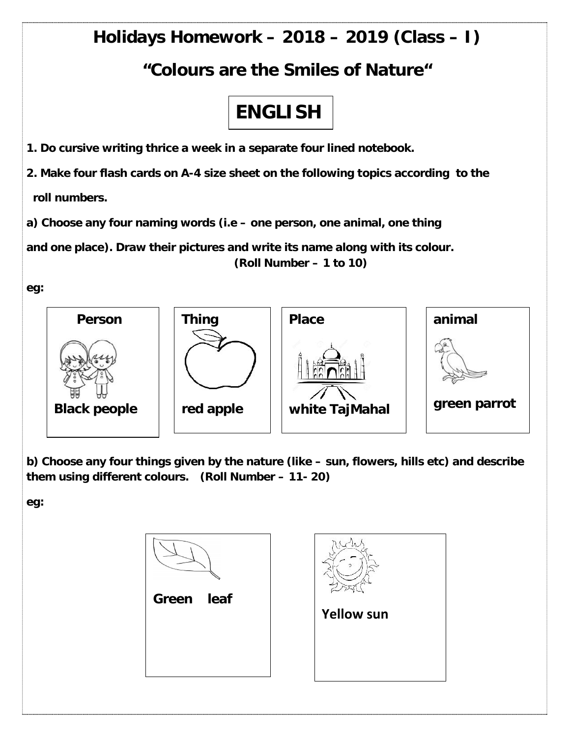# Holidays Homework – 2018 – 2019 (Class – I)

## "Colours are the Smiles of Nature"

## ENGLISH

**1. Do cursive writing thrice a week in a separate four lined notebook.**

**2. Make four flash cards on A-4 size sheet on the following topics according to the roll numbers.**

**a) Choose any four naming words (i.e – one person, one animal, one thing and one place). Draw their pictures and write its name along with its colour.**
**(Roll Number – 1 to 10)**

**eg:**

| Person | Thing | Place | animal |
| --- | --- | --- | --- |
| Black people | red apple | white TajMahal | green parrot |

**b) Choose any four things given by the nature (like – sun, flowers, hills etc) and describe them using different colours. (Roll Number – 11- 20)**

**eg:**

| Green leaf | Yellow sun |
| --- | --- |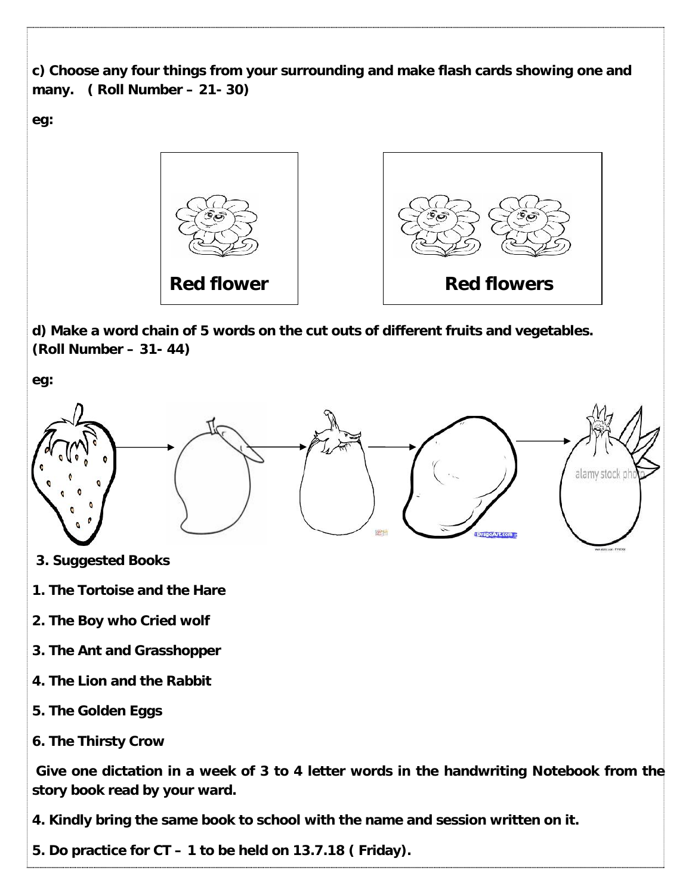**c) Choose any four things from your surrounding and make flash cards showing one and many. ( Roll Number – 21- 30)**

**eg:**

**Red flower**

**Red flowers**

**d) Make a word chain of 5 words on the cut outs of different fruits and vegetables. (Roll Number – 31- 44)**

**eg:**

**3. Suggested Books**

**1. The Tortoise and the Hare**

**2. The Boy who Cried wolf**

**3. The Ant and Grasshopper**

**4. The Lion and the Rabbit**

**5. The Golden Eggs**

**6. The Thirsty Crow**

**Give one dictation in a week of 3 to 4 letter words in the handwriting Notebook from the story book read by your ward.**

**4. Kindly bring the same book to school with the name and session written on it.**

**5. Do practice for CT – 1 to be held on 13.7.18 ( Friday).**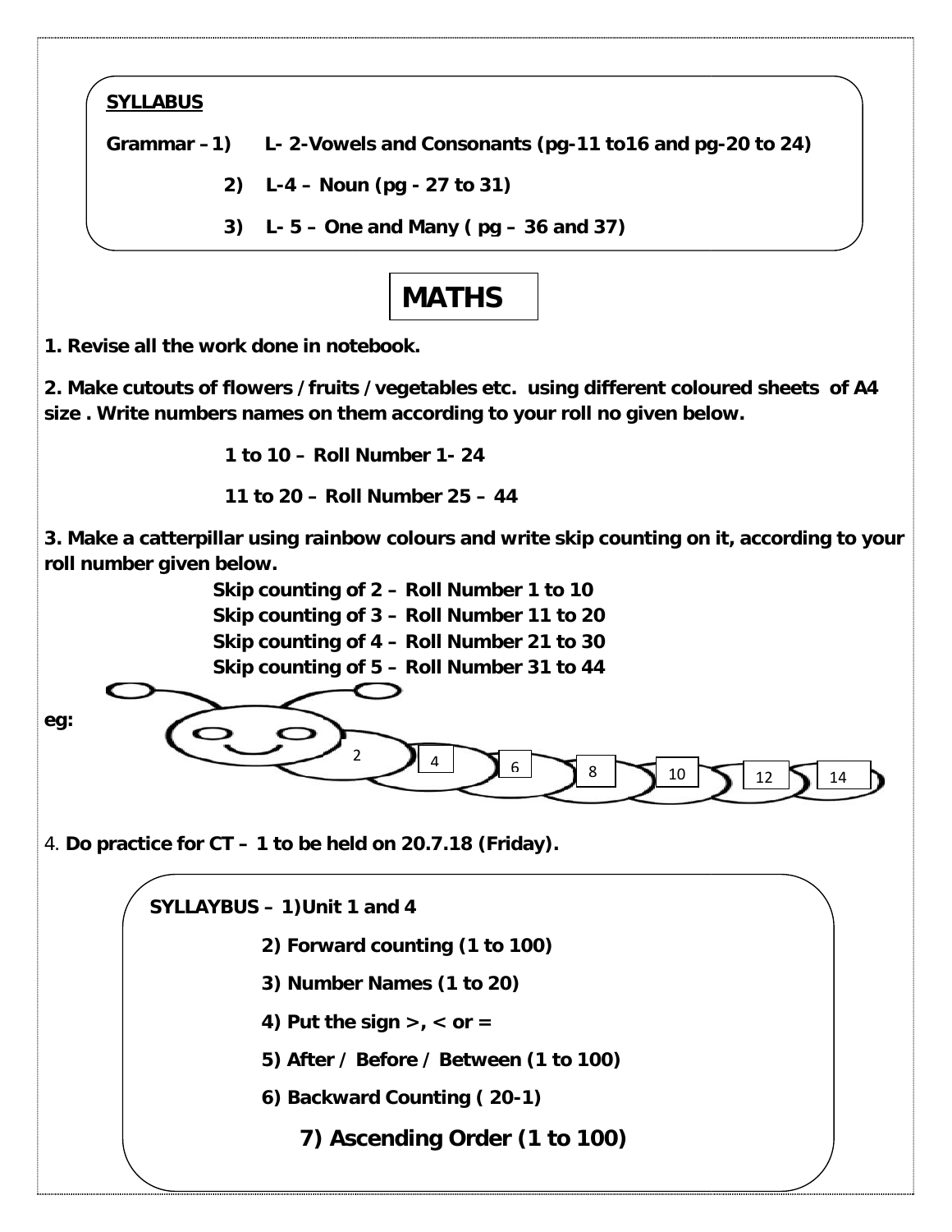**SYLLABUS**

**Grammar – 1) L- 2-Vowels and Consonants (pg-11 to16 and pg-20 to 24)**

**2) L-4 – Noun (pg - 27 to 31)**

**3) L- 5 – One and Many ( pg – 36 and 37)**

# MATHS

**1. Revise all the work done in notebook.**

**2. Make cutouts of flowers / fruits / vegetables etc. using different coloured sheets of A4 size . Write numbers names on them according to your roll no given below.**

**1 to 10 – Roll Number 1- 24**

**11 to 20 – Roll Number 25 – 44**

**3. Make a catterpillar using rainbow colours and write skip counting on it, according to your roll number given below.**

**Skip counting of 2 – Roll Number 1 to 10**
**Skip counting of 3 – Roll Number 11 to 20**
**Skip counting of 4 – Roll Number 21 to 30**
**Skip counting of 5 – Roll Number 31 to 44**

**eg:**

2 4 6 8 10 12 14

4. **Do practice for CT – 1 to be held on 20.7.18 (Friday).**

**SYLLAYBUS – 1) Unit 1 and 4**

**2) Forward counting (1 to 100)**

**3) Number Names (1 to 20)**

**4) Put the sign >, < or =**

**5) After / Before / Between (1 to 100)**

**6) Backward Counting ( 20-1)**

**7) Ascending Order (1 to 100)**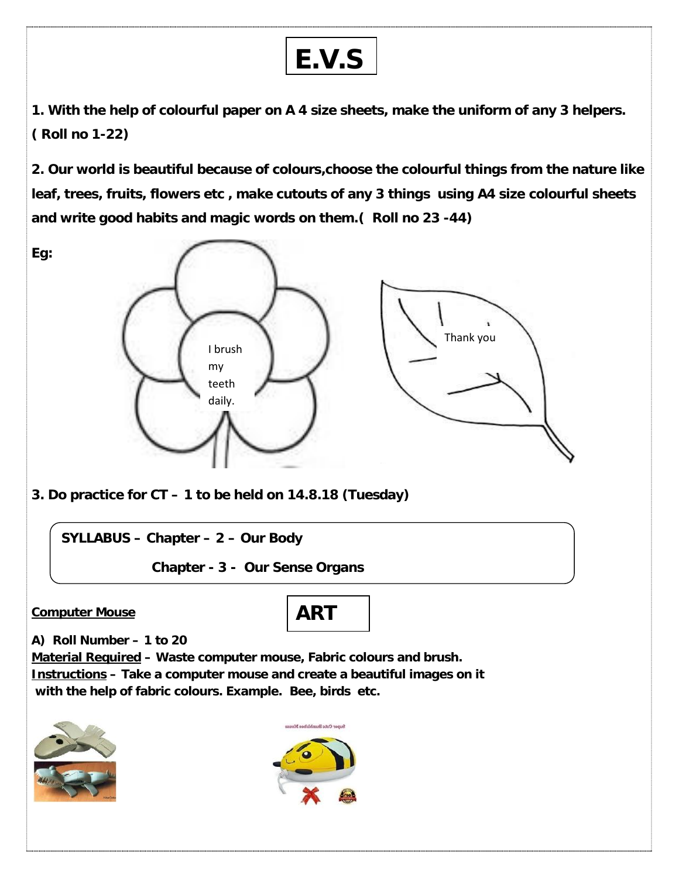# E.V.S

**1. With the help of colourful paper on A 4 size sheets, make the uniform of any 3 helpers. ( Roll no 1-22)**

**2. Our world is beautiful because of colours,choose the colourful things from the nature like leaf, trees, fruits, flowers etc , make cutouts of any 3 things using A4 size colourful sheets and write good habits and magic words on them.( Roll no 23 -44)**

**Eg:**

I brush my teeth daily.

Thank you

**3. Do practice for CT – 1 to be held on 14.8.18 (Tuesday)**

**SYLLABUS – Chapter – 2 – Our Body**

**Chapter - 3 - Our Sense Organs**

# ART

**Computer Mouse**

**A) Roll Number – 1 to 20**

**Material Required – Waste computer mouse, Fabric colours and brush.**

**Instructions – Take a computer mouse and create a beautiful images on it with the help of fabric colours. Example. Bee, birds etc.**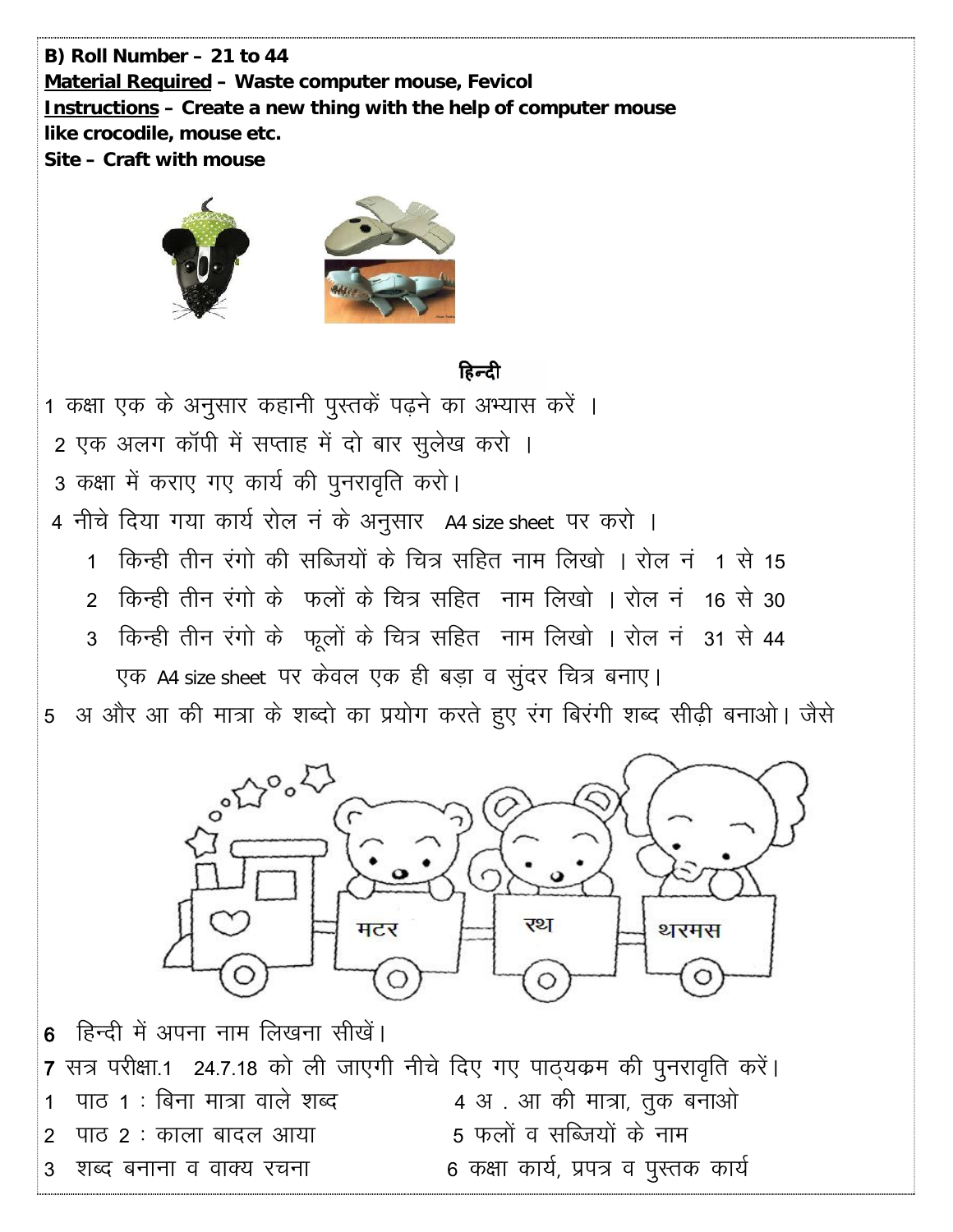**B) Roll Number – 21 to 44**
**<u>Material Required</u> – Waste computer mouse, Fevicol**
**<u>Instructions</u> – Create a new thing with the help of computer mouse like crocodile, mouse etc.**
**Site – Craft with mouse**

## हिन्दी

1 कक्षा एक के अनुसार कहानी पुस्तकें पढ़ने का अभ्यास करें ।

2 एक अलग कॉपी में सप्ताह में दो बार सुलेख करो ।

3 कक्षा में कराए गए कार्य की पुनरावृति करो।

4 नीचे दिया गया कार्य रोल नं के अनुसार A4 size sheet पर करो ।

1. किन्ही तीन रंगो की सब्जियों के चित्र सहित नाम लिखो । रोल नं 1 से 15
2. किन्ही तीन रंगो के फलों के चित्र सहित नाम लिखो । रोल नं 16 से 30
3. किन्ही तीन रंगो के फूलों के चित्र सहित नाम लिखो । रोल नं 31 से 44

एक A4 size sheet पर केवल एक ही बड़ा व सुंदर चित्र बनाए।

5 अ और आ की मात्रा के शब्दो का प्रयोग करते हुए रंग बिरंगी शब्द सीढ़ी बनाओ। जैसे

मटर रथ थरमस

6 हिन्दी में अपना नाम लिखना सीखें।

7 सत्र परीक्षा.1 24.7.18 को ली जाएगी नीचे दिए गए पाठ्यक्रम की पुनरावृति करें।

1 पाठ 1 : बिना मात्रा वाले शब्द
2 पाठ 2 : काला बादल आया
3 शब्द बनाना व वाक्य रचना
4 अ . आ की मात्रा, तुक बनाओ
5 फलों व सब्जियों के नाम
6 कक्षा कार्य, प्रपत्र व पुस्तक कार्य